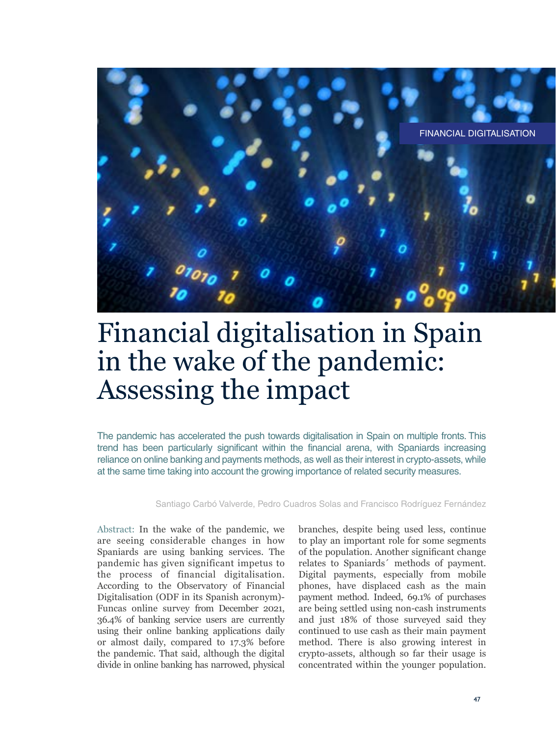FINANCIAL DIGITALISATION

# Financial digitalisation in Spain in the wake of the pandemic: Assessing the impact

The pandemic has accelerated the push towards digitalisation in Spain on multiple fronts. This trend has been particularly significant within the financial arena, with Spaniards increasing reliance on online banking and payments methods, as well as their interest in crypto-assets, while at the same time taking into account the growing importance of related security measures.

Santiago Carbó Valverde, Pedro Cuadros Solas and Francisco Rodríguez Fernández

Abstract: In the wake of the pandemic, we are seeing considerable changes in how Spaniards are using banking services. The pandemic has given significant impetus to the process of financial digitalisation. According to the Observatory of Financial Digitalisation (ODF in its Spanish acronym)-Funcas online survey from December 2021, 36.4% of banking service users are currently using their online banking applications daily or almost daily, compared to 17.3% before the pandemic. That said, although the digital divide in online banking has narrowed, physical branches, despite being used less, continue to play an important role for some segments of the population. Another significant change relates to Spaniards´ methods of payment. Digital payments, especially from mobile phones, have displaced cash as the main payment method. Indeed, 69.1% of purchases are being settled using non-cash instruments and just 18% of those surveyed said they continued to use cash as their main payment method. There is also growing interest in crypto-assets, although so far their usage is concentrated within the younger population.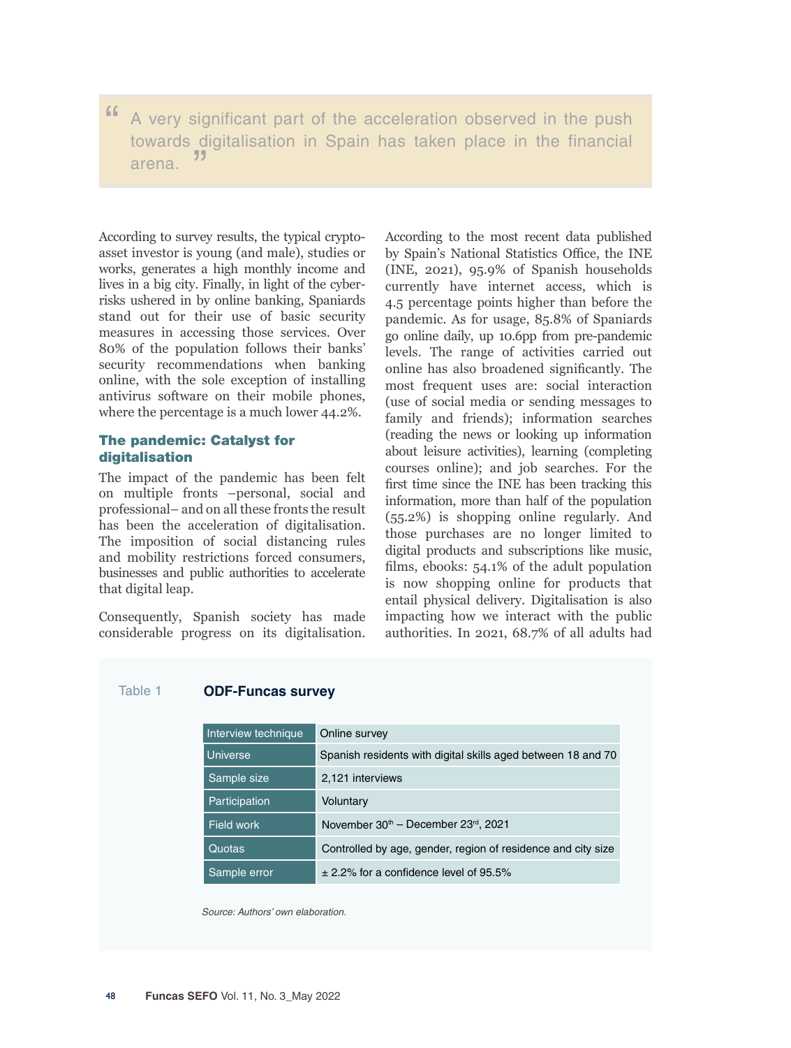> "A very significant part of the acceleration observed in the push towards digitalisation in Spain has taken place in the financial arena."

According to survey results, the typical crypto-asset investor is young (and male), studies or works, generates a high monthly income and lives in a big city. Finally, in light of the cyber-risks ushered in by online banking, Spaniards stand out for their use of basic security measures in accessing those services. Over 80% of the population follows their banks' security recommendations when banking online, with the sole exception of installing antivirus software on their mobile phones, where the percentage is a much lower 44.2%.

## The pandemic: Catalyst for digitalisation

The impact of the pandemic has been felt on multiple fronts –personal, social and professional– and on all these fronts the result has been the acceleration of digitalisation. The imposition of social distancing rules and mobility restrictions forced consumers, businesses and public authorities to accelerate that digital leap.

Consequently, Spanish society has made considerable progress on its digitalisation. According to the most recent data published by Spain's National Statistics Office, the INE (INE, 2021), 95.9% of Spanish households currently have internet access, which is 4.5 percentage points higher than before the pandemic. As for usage, 85.8% of Spaniards go online daily, up 10.6pp from pre-pandemic levels. The range of activities carried out online has also broadened significantly. The most frequent uses are: social interaction (use of social media or sending messages to family and friends); information searches (reading the news or looking up information about leisure activities), learning (completing courses online); and job searches. For the first time since the INE has been tracking this information, more than half of the population (55.2%) is shopping online regularly. And those purchases are no longer limited to digital products and subscriptions like music, films, ebooks: 54.1% of the adult population is now shopping online for products that entail physical delivery. Digitalisation is also impacting how we interact with the public authorities. In 2021, 68.7% of all adults had

Table 1 **ODF-Funcas survey**

| | |
|---|---|
| Interview technique | Online survey |
| Universe | Spanish residents with digital skills aged between 18 and 70 |
| Sample size | 2,121 interviews |
| Participation | Voluntary |
| Field work | November 30th – December 23rd, 2021 |
| Quotas | Controlled by age, gender, region of residence and city size |
| Sample error | ± 2.2% for a confidence level of 95.5% |

*Source: Authors' own elaboration.*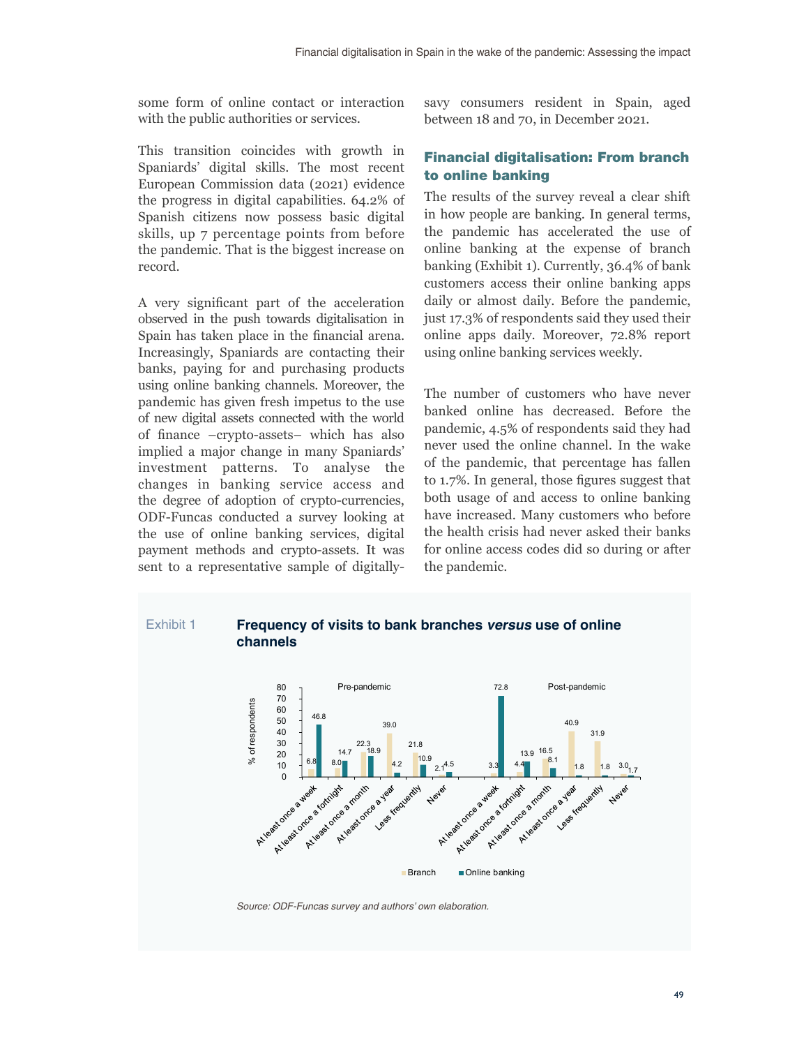some form of online contact or interaction with the public authorities or services.

This transition coincides with growth in Spaniards' digital skills. The most recent European Commission data (2021) evidence the progress in digital capabilities. 64.2% of Spanish citizens now possess basic digital skills, up 7 percentage points from before the pandemic. That is the biggest increase on record.

A very significant part of the acceleration observed in the push towards digitalisation in Spain has taken place in the financial arena. Increasingly, Spaniards are contacting their banks, paying for and purchasing products using online banking channels. Moreover, the pandemic has given fresh impetus to the use of new digital assets connected with the world of finance –crypto-assets– which has also implied a major change in many Spaniards' investment patterns. To analyse the changes in banking service access and the degree of adoption of crypto-currencies, ODF-Funcas conducted a survey looking at the use of online banking services, digital payment methods and crypto-assets. It was sent to a representative sample of digitally-savy consumers resident in Spain, aged between 18 and 70, in December 2021.

## Financial digitalisation: From branch to online banking

The results of the survey reveal a clear shift in how people are banking. In general terms, the pandemic has accelerated the use of online banking at the expense of branch banking (Exhibit 1). Currently, 36.4% of bank customers access their online banking apps daily or almost daily. Before the pandemic, just 17.3% of respondents said they used their online apps daily. Moreover, 72.8% report using online banking services weekly.

The number of customers who have never banked online has decreased. Before the pandemic, 4.5% of respondents said they had never used the online channel. In the wake of the pandemic, that percentage has fallen to 1.7%. In general, those figures suggest that both usage of and access to online banking have increased. Many customers who before the health crisis had never asked their banks for online access codes did so during or after the pandemic.

Exhibit 1 **Frequency of visits to bank branches *versus* use of online channels**

% of respondents

| | Pre-pandemic Branch | Pre-pandemic Online banking | Post-pandemic Branch | Post-pandemic Online banking |
|---|---|---|---|---|
| At least once a week | 6.8 | 46.8 | 3.3 | 72.8 |
| At least once a fortnight | 8.0 | 14.7 | 4.4 | 13.9 |
| At least once a month | 22.3 | 18.9 | 16.5 | 8.1 |
| At least once a year | 39.0 | 4.2 | 40.9 | 1.8 |
| Less frequently | 21.8 | 10.9 | 31.9 | 1.8 |
| Never | 2.1 | 4.5 | 3.0 | 1.7 |

*Source: ODF-Funcas survey and authors' own elaboration.*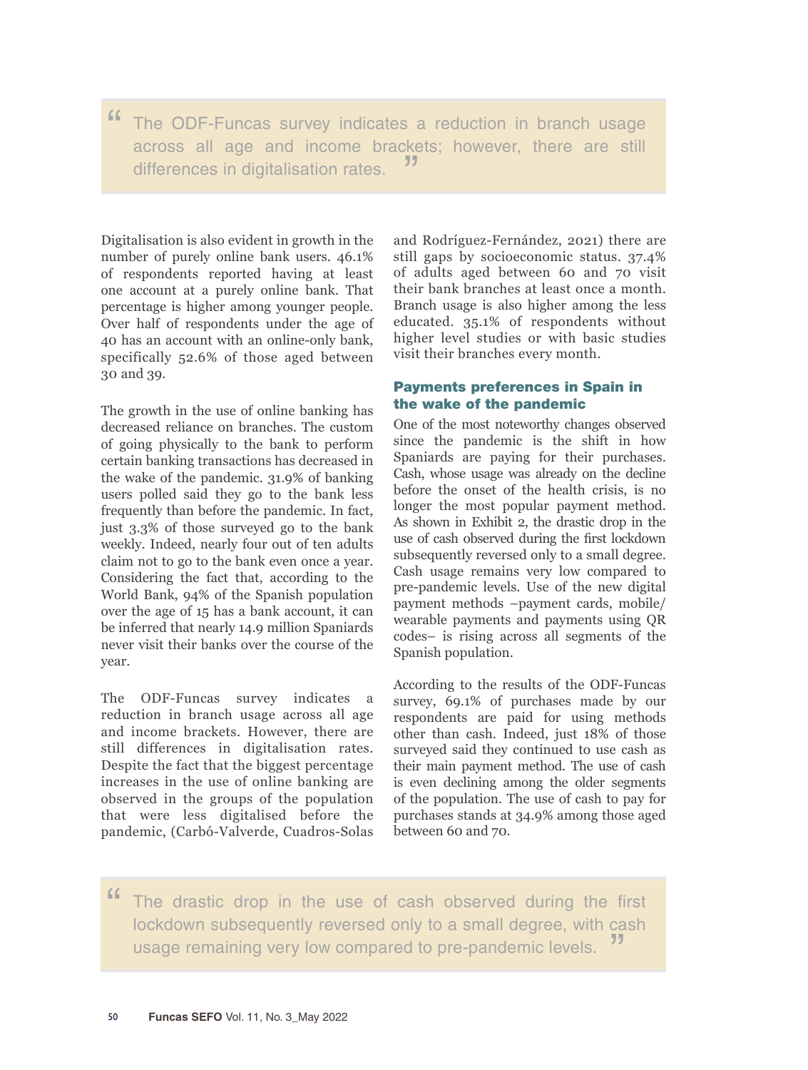> The ODF-Funcas survey indicates a reduction in branch usage across all age and income brackets; however, there are still differences in digitalisation rates.

Digitalisation is also evident in growth in the number of purely online bank users. 46.1% of respondents reported having at least one account at a purely online bank. That percentage is higher among younger people. Over half of respondents under the age of 40 has an account with an online-only bank, specifically 52.6% of those aged between 30 and 39.

The growth in the use of online banking has decreased reliance on branches. The custom of going physically to the bank to perform certain banking transactions has decreased in the wake of the pandemic. 31.9% of banking users polled said they go to the bank less frequently than before the pandemic. In fact, just 3.3% of those surveyed go to the bank weekly. Indeed, nearly four out of ten adults claim not to go to the bank even once a year. Considering the fact that, according to the World Bank, 94% of the Spanish population over the age of 15 has a bank account, it can be inferred that nearly 14.9 million Spaniards never visit their banks over the course of the year.

The ODF-Funcas survey indicates a reduction in branch usage across all age and income brackets. However, there are still differences in digitalisation rates. Despite the fact that the biggest percentage increases in the use of online banking are observed in the groups of the population that were less digitalised before the pandemic, (Carbó-Valverde, Cuadros-Solas and Rodríguez-Fernández, 2021) there are still gaps by socioeconomic status. 37.4% of adults aged between 60 and 70 visit their bank branches at least once a month. Branch usage is also higher among the less educated. 35.1% of respondents without higher level studies or with basic studies visit their branches every month.

## Payments preferences in Spain in the wake of the pandemic

One of the most noteworthy changes observed since the pandemic is the shift in how Spaniards are paying for their purchases. Cash, whose usage was already on the decline before the onset of the health crisis, is no longer the most popular payment method. As shown in Exhibit 2, the drastic drop in the use of cash observed during the first lockdown subsequently reversed only to a small degree. Cash usage remains very low compared to pre-pandemic levels. Use of the new digital payment methods –payment cards, mobile/wearable payments and payments using QR codes– is rising across all segments of the Spanish population.

According to the results of the ODF-Funcas survey, 69.1% of purchases made by our respondents are paid for using methods other than cash. Indeed, just 18% of those surveyed said they continued to use cash as their main payment method. The use of cash is even declining among the older segments of the population. The use of cash to pay for purchases stands at 34.9% among those aged between 60 and 70.

> The drastic drop in the use of cash observed during the first lockdown subsequently reversed only to a small degree, with cash usage remaining very low compared to pre-pandemic levels.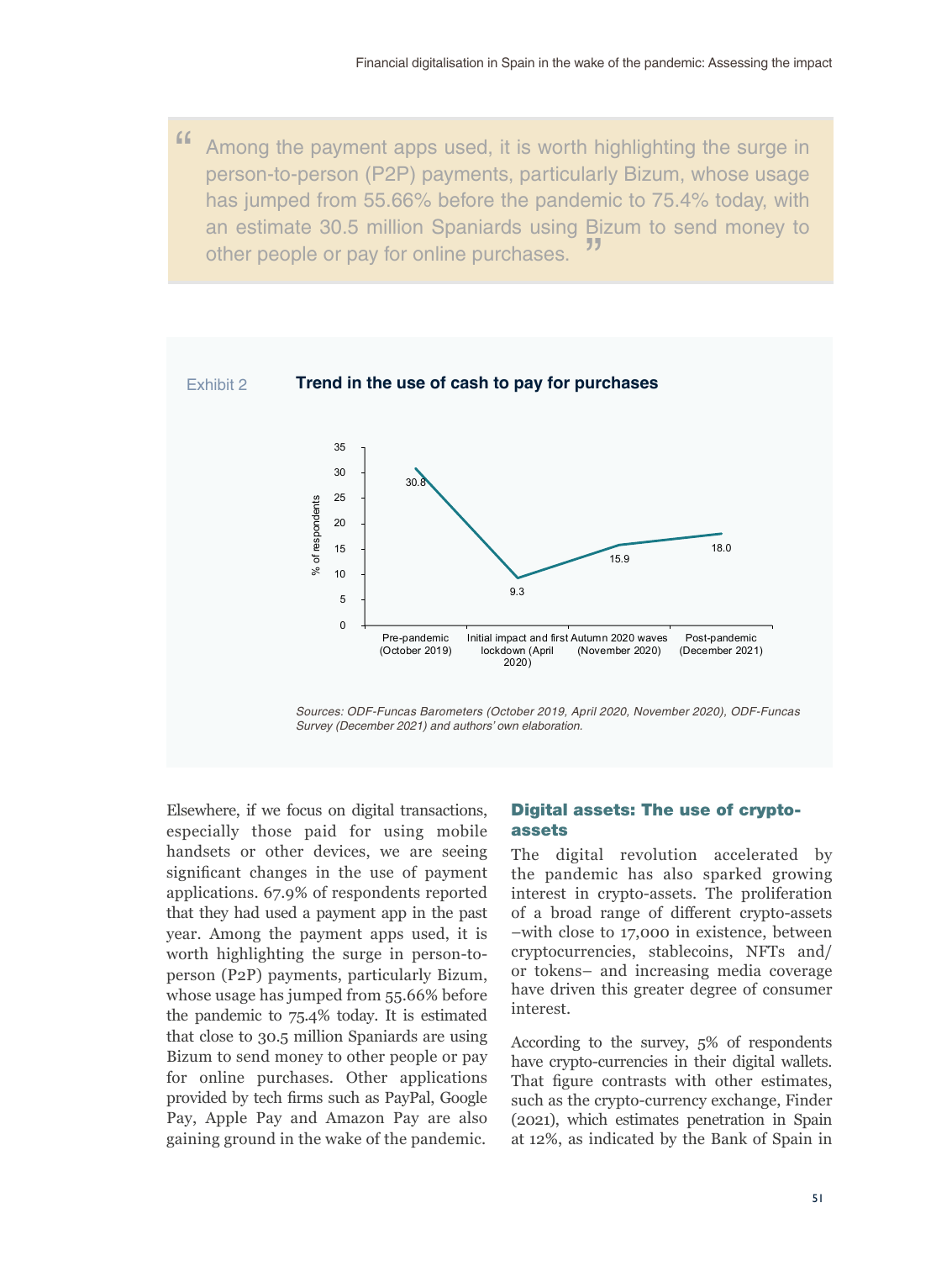> Among the payment apps used, it is worth highlighting the surge in person-to-person (P2P) payments, particularly Bizum, whose usage has jumped from 55.66% before the pandemic to 75.4% today, with an estimate 30.5 million Spaniards using Bizum to send money to other people or pay for online purchases.

Exhibit 2 **Trend in the use of cash to pay for purchases**

| Period | % of respondents |
|---|---|
| Pre-pandemic (October 2019) | 30.8 |
| Initial impact and first lockdown (April 2020) | 9.3 |
| Autumn 2020 waves (November 2020) | 15.9 |
| Post-pandemic (December 2021) | 18.0 |

*Sources: ODF-Funcas Barometers (October 2019, April 2020, November 2020), ODF-Funcas Survey (December 2021) and authors' own elaboration.*

Elsewhere, if we focus on digital transactions, especially those paid for using mobile handsets or other devices, we are seeing significant changes in the use of payment applications. 67.9% of respondents reported that they had used a payment app in the past year. Among the payment apps used, it is worth highlighting the surge in person-to-person (P2P) payments, particularly Bizum, whose usage has jumped from 55.66% before the pandemic to 75.4% today. It is estimated that close to 30.5 million Spaniards are using Bizum to send money to other people or pay for online purchases. Other applications provided by tech firms such as PayPal, Google Pay, Apple Pay and Amazon Pay are also gaining ground in the wake of the pandemic.

## Digital assets: The use of crypto-assets

The digital revolution accelerated by the pandemic has also sparked growing interest in crypto-assets. The proliferation of a broad range of different crypto-assets –with close to 17,000 in existence, between cryptocurrencies, stablecoins, NFTs and/or tokens– and increasing media coverage have driven this greater degree of consumer interest.

According to the survey, 5% of respondents have crypto-currencies in their digital wallets. That figure contrasts with other estimates, such as the crypto-currency exchange, Finder (2021), which estimates penetration in Spain at 12%, as indicated by the Bank of Spain in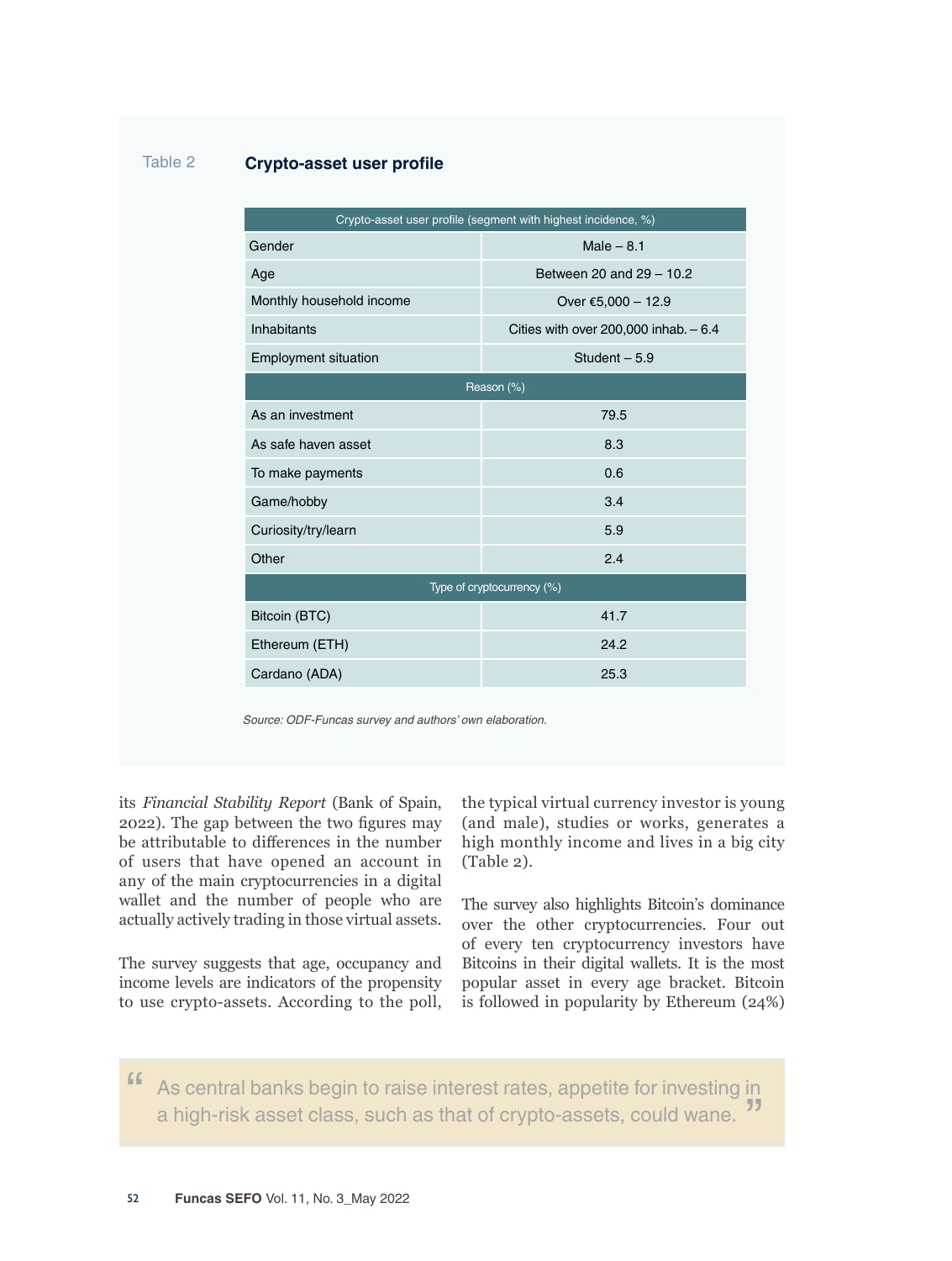Table 2 **Crypto-asset user profile**

| Crypto-asset user profile (segment with highest incidence, %) | |
|---|---|
| Gender | Male – 8.1 |
| Age | Between 20 and 29 – 10.2 |
| Monthly household income | Over €5,000 – 12.9 |
| Inhabitants | Cities with over 200,000 inhab. – 6.4 |
| Employment situation | Student – 5.9 |
| **Reason (%)** | |
| As an investment | 79.5 |
| As safe haven asset | 8.3 |
| To make payments | 0.6 |
| Game/hobby | 3.4 |
| Curiosity/try/learn | 5.9 |
| Other | 2.4 |
| **Type of cryptocurrency (%)** | |
| Bitcoin (BTC) | 41.7 |
| Ethereum (ETH) | 24.2 |
| Cardano (ADA) | 25.3 |

*Source: ODF-Funcas survey and authors' own elaboration.*

its *Financial Stability Report* (Bank of Spain, 2022). The gap between the two figures may be attributable to differences in the number of users that have opened an account in any of the main cryptocurrencies in a digital wallet and the number of people who are actually actively trading in those virtual assets.

The survey suggests that age, occupancy and income levels are indicators of the propensity to use crypto-assets. According to the poll, the typical virtual currency investor is young (and male), studies or works, generates a high monthly income and lives in a big city (Table 2).

The survey also highlights Bitcoin's dominance over the other cryptocurrencies. Four out of every ten cryptocurrency investors have Bitcoins in their digital wallets. It is the most popular asset in every age bracket. Bitcoin is followed in popularity by Ethereum (24%)

> "As central banks begin to raise interest rates, appetite for investing in a high-risk asset class, such as that of crypto-assets, could wane."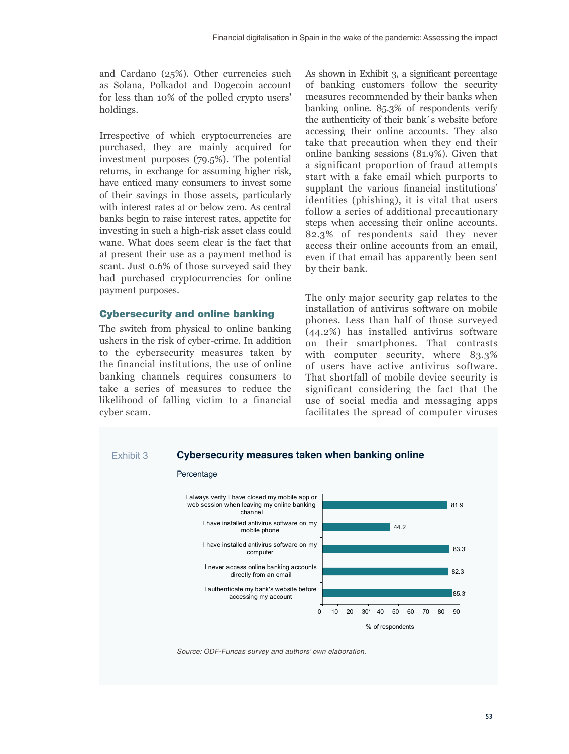and Cardano (25%). Other currencies such as Solana, Polkadot and Dogecoin account for less than 10% of the polled crypto users' holdings.

Irrespective of which cryptocurrencies are purchased, they are mainly acquired for investment purposes (79.5%). The potential returns, in exchange for assuming higher risk, have enticed many consumers to invest some of their savings in those assets, particularly with interest rates at or below zero. As central banks begin to raise interest rates, appetite for investing in such a high-risk asset class could wane. What does seem clear is the fact that at present their use as a payment method is scant. Just 0.6% of those surveyed said they had purchased cryptocurrencies for online payment purposes.

## Cybersecurity and online banking

The switch from physical to online banking ushers in the risk of cyber-crime. In addition to the cybersecurity measures taken by the financial institutions, the use of online banking channels requires consumers to take a series of measures to reduce the likelihood of falling victim to a financial cyber scam.

As shown in Exhibit 3, a significant percentage of banking customers follow the security measures recommended by their banks when banking online. 85.3% of respondents verify the authenticity of their bank´s website before accessing their online accounts. They also take that precaution when they end their online banking sessions (81.9%). Given that a significant proportion of fraud attempts start with a fake email which purports to supplant the various financial institutions' identities (phishing), it is vital that users follow a series of additional precautionary steps when accessing their online accounts. 82.3% of respondents said they never access their online accounts from an email, even if that email has apparently been sent by their bank.

The only major security gap relates to the installation of antivirus software on mobile phones. Less than half of those surveyed (44.2%) has installed antivirus software on their smartphones. That contrasts with computer security, where 83.3% of users have active antivirus software. That shortfall of mobile device security is significant considering the fact that the use of social media and messaging apps facilitates the spread of computer viruses

**Exhibit 3 — Cybersecurity measures taken when banking online**

Percentage

| Measure | % of respondents |
|---|---|
| I always verify I have closed my mobile app or web session when leaving my online banking channel | 81.9 |
| I have installed antivirus software on my mobile phone | 44.2 |
| I have installed antivirus software on my computer | 83.3 |
| I never access online banking accounts directly from an email | 82.3 |
| I authenticate my bank's website before accessing my account | 85.3 |

*Source: ODF-Funcas survey and authors' own elaboration.*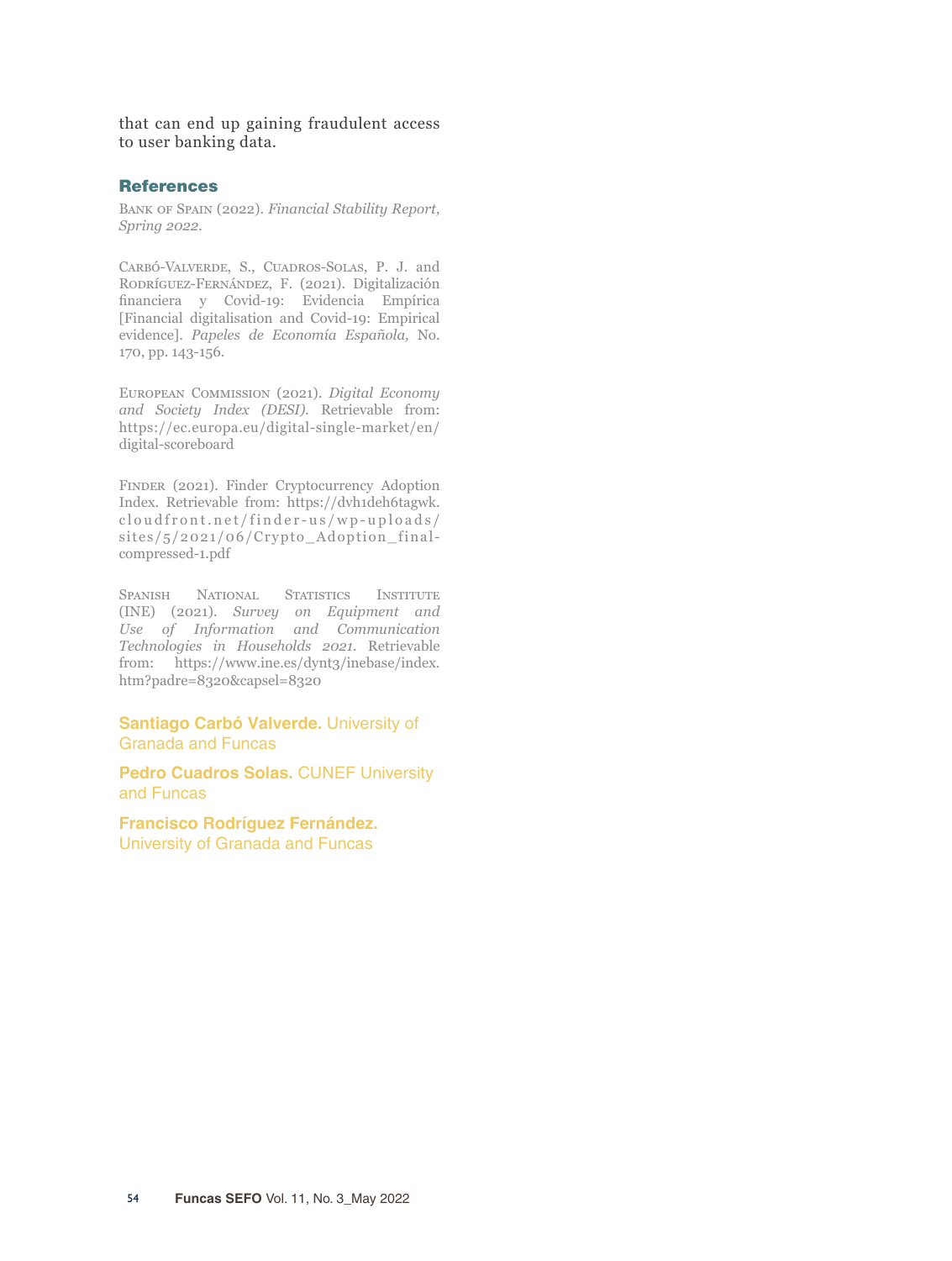that can end up gaining fraudulent access to user banking data.

## References

Bank of Spain (2022). *Financial Stability Report, Spring 2022.*

Carbó-Valverde, S., Cuadros-Solas, P. J. and Rodríguez-Fernández, F. (2021). Digitalización financiera y Covid-19: Evidencia Empírica [Financial digitalisation and Covid-19: Empirical evidence]. *Papeles de Economía Española,* No. 170, pp. 143-156.

European Commission (2021). *Digital Economy and Society Index (DESI).* Retrievable from: https://ec.europa.eu/digital-single-market/en/digital-scoreboard

Finder (2021). Finder Cryptocurrency Adoption Index. Retrievable from: https://dvh1deh6tagwk.cloudfront.net/finder-us/wp-uploads/sites/5/2021/06/Crypto_Adoption_final-compressed-1.pdf

Spanish National Statistics Institute (INE) (2021). *Survey on Equipment and Use of Information and Communication Technologies in Households 2021.* Retrievable from: https://www.ine.es/dynt3/inebase/index.htm?padre=8320&capsel=8320

**Santiago Carbó Valverde.** University of Granada and Funcas

**Pedro Cuadros Solas.** CUNEF University and Funcas

**Francisco Rodríguez Fernández.** University of Granada and Funcas